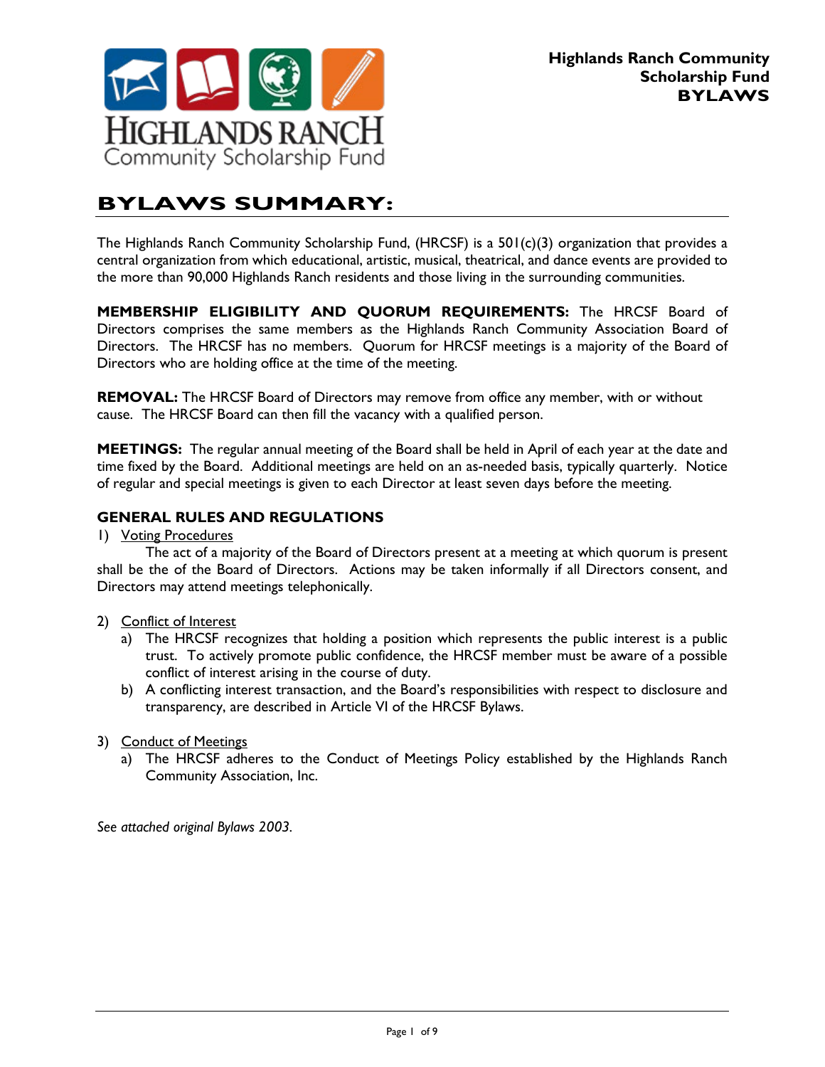**Highlands Ranch Community Scholarship Fund**
**BYLAWS**

# BYLAWS SUMMARY:

The Highlands Ranch Community Scholarship Fund, (HRCSF) is a 501(c)(3) organization that provides a central organization from which educational, artistic, musical, theatrical, and dance events are provided to the more than 90,000 Highlands Ranch residents and those living in the surrounding communities.

**MEMBERSHIP ELIGIBILITY AND QUORUM REQUIREMENTS:** The HRCSF Board of Directors comprises the same members as the Highlands Ranch Community Association Board of Directors. The HRCSF has no members. Quorum for HRCSF meetings is a majority of the Board of Directors who are holding office at the time of the meeting.

**REMOVAL:** The HRCSF Board of Directors may remove from office any member, with or without cause. The HRCSF Board can then fill the vacancy with a qualified person.

**MEETINGS:** The regular annual meeting of the Board shall be held in April of each year at the date and time fixed by the Board. Additional meetings are held on an as-needed basis, typically quarterly. Notice of regular and special meetings is given to each Director at least seven days before the meeting.

### GENERAL RULES AND REGULATIONS

1) Voting Procedures

The act of a majority of the Board of Directors present at a meeting at which quorum is present shall be the of the Board of Directors. Actions may be taken informally if all Directors consent, and Directors may attend meetings telephonically.

2) Conflict of Interest
   a) The HRCSF recognizes that holding a position which represents the public interest is a public trust. To actively promote public confidence, the HRCSF member must be aware of a possible conflict of interest arising in the course of duty.
   b) A conflicting interest transaction, and the Board's responsibilities with respect to disclosure and transparency, are described in Article VI of the HRCSF Bylaws.

3) Conduct of Meetings
   a) The HRCSF adheres to the Conduct of Meetings Policy established by the Highlands Ranch Community Association, Inc.

*See attached original Bylaws 2003.*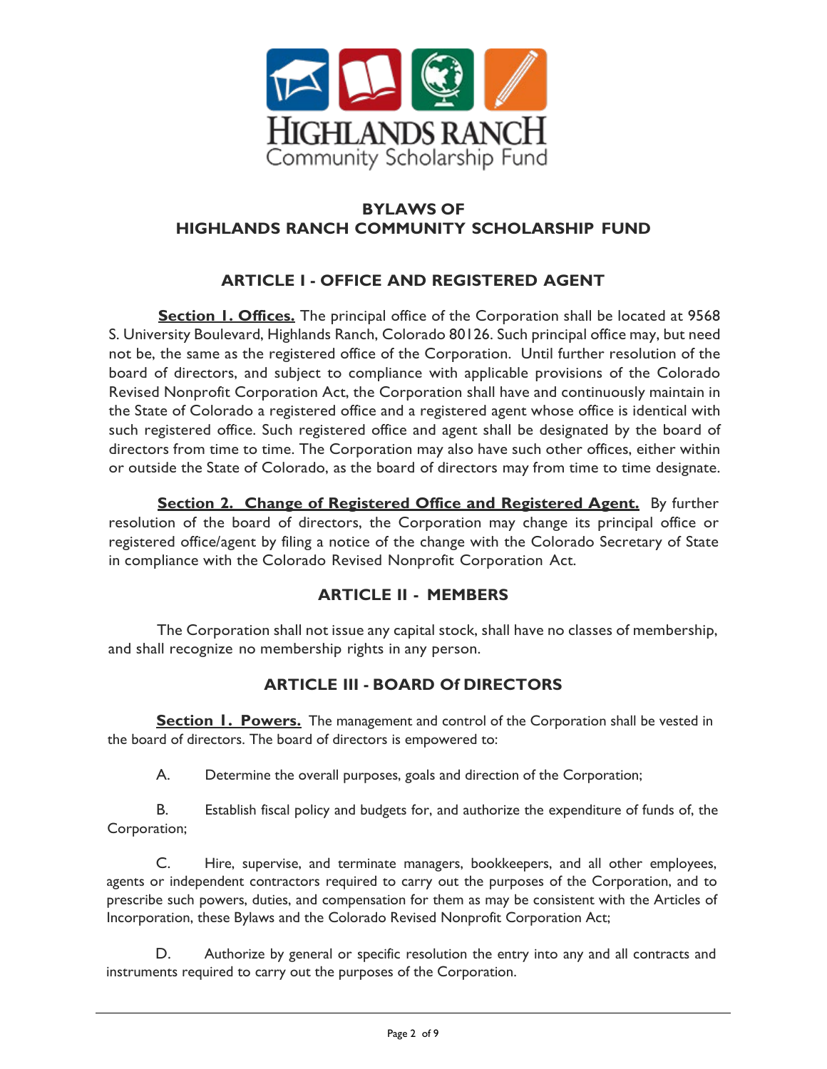# BYLAWS OF
# HIGHLANDS RANCH COMMUNITY SCHOLARSHIP FUND

## ARTICLE I - OFFICE AND REGISTERED AGENT

**Section 1. Offices.** The principal office of the Corporation shall be located at 9568 S. University Boulevard, Highlands Ranch, Colorado 80126. Such principal office may, but need not be, the same as the registered office of the Corporation. Until further resolution of the board of directors, and subject to compliance with applicable provisions of the Colorado Revised Nonprofit Corporation Act, the Corporation shall have and continuously maintain in the State of Colorado a registered office and a registered agent whose office is identical with such registered office. Such registered office and agent shall be designated by the board of directors from time to time. The Corporation may also have such other offices, either within or outside the State of Colorado, as the board of directors may from time to time designate.

**Section 2. Change of Registered Office and Registered Agent.** By further resolution of the board of directors, the Corporation may change its principal office or registered office/agent by filing a notice of the change with the Colorado Secretary of State in compliance with the Colorado Revised Nonprofit Corporation Act.

## ARTICLE II - MEMBERS

The Corporation shall not issue any capital stock, shall have no classes of membership, and shall recognize no membership rights in any person.

## ARTICLE III - BOARD Of DIRECTORS

**Section 1. Powers.** The management and control of the Corporation shall be vested in the board of directors. The board of directors is empowered to:

A. Determine the overall purposes, goals and direction of the Corporation;

B. Establish fiscal policy and budgets for, and authorize the expenditure of funds of, the Corporation;

C. Hire, supervise, and terminate managers, bookkeepers, and all other employees, agents or independent contractors required to carry out the purposes of the Corporation, and to prescribe such powers, duties, and compensation for them as may be consistent with the Articles of Incorporation, these Bylaws and the Colorado Revised Nonprofit Corporation Act;

D. Authorize by general or specific resolution the entry into any and all contracts and instruments required to carry out the purposes of the Corporation.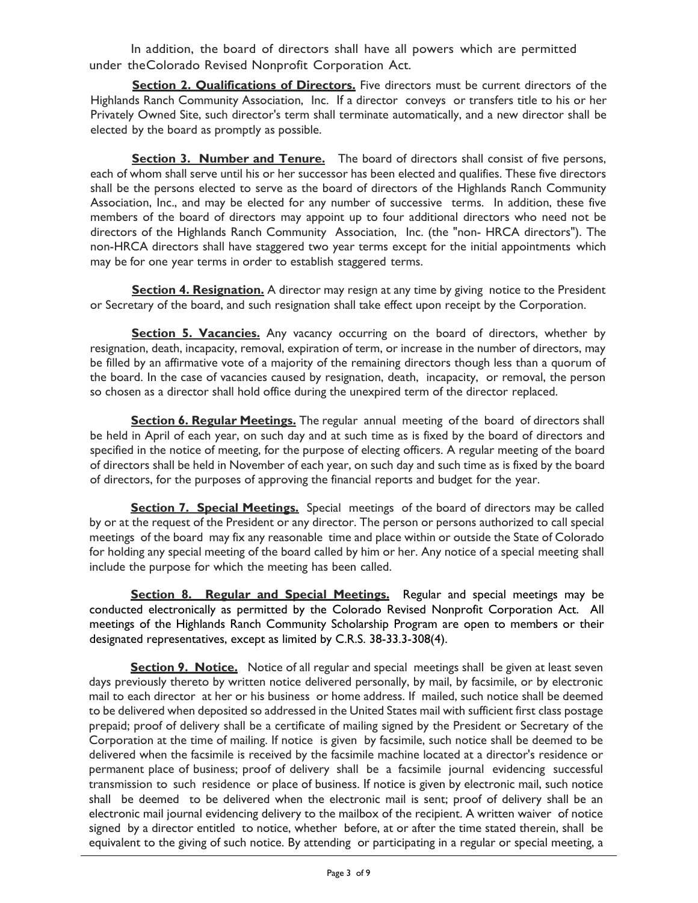In addition, the board of directors shall have all powers which are permitted under theColorado Revised Nonprofit Corporation Act.

**Section 2. Qualifications of Directors.** Five directors must be current directors of the Highlands Ranch Community Association, Inc. If a director conveys or transfers title to his or her Privately Owned Site, such director's term shall terminate automatically, and a new director shall be elected by the board as promptly as possible.

**Section 3. Number and Tenure.** The board of directors shall consist of five persons, each of whom shall serve until his or her successor has been elected and qualifies. These five directors shall be the persons elected to serve as the board of directors of the Highlands Ranch Community Association, Inc., and may be elected for any number of successive terms. In addition, these five members of the board of directors may appoint up to four additional directors who need not be directors of the Highlands Ranch Community Association, Inc. (the "non- HRCA directors"). The non-HRCA directors shall have staggered two year terms except for the initial appointments which may be for one year terms in order to establish staggered terms.

**Section 4. Resignation.** A director may resign at any time by giving notice to the President or Secretary of the board, and such resignation shall take effect upon receipt by the Corporation.

**Section 5. Vacancies.** Any vacancy occurring on the board of directors, whether by resignation, death, incapacity, removal, expiration of term, or increase in the number of directors, may be filled by an affirmative vote of a majority of the remaining directors though less than a quorum of the board. In the case of vacancies caused by resignation, death, incapacity, or removal, the person so chosen as a director shall hold office during the unexpired term of the director replaced.

**Section 6. Regular Meetings.** The regular annual meeting of the board of directors shall be held in April of each year, on such day and at such time as is fixed by the board of directors and specified in the notice of meeting, for the purpose of electing officers. A regular meeting of the board of directors shall be held in November of each year, on such day and such time as is fixed by the board of directors, for the purposes of approving the financial reports and budget for the year.

**Section 7. Special Meetings.** Special meetings of the board of directors may be called by or at the request of the President or any director. The person or persons authorized to call special meetings of the board may fix any reasonable time and place within or outside the State of Colorado for holding any special meeting of the board called by him or her. Any notice of a special meeting shall include the purpose for which the meeting has been called.

**Section 8. Regular and Special Meetings.** Regular and special meetings may be conducted electronically as permitted by the Colorado Revised Nonprofit Corporation Act. All meetings of the Highlands Ranch Community Scholarship Program are open to members or their designated representatives, except as limited by C.R.S. 38-33.3-308(4).

**Section 9. Notice.** Notice of all regular and special meetings shall be given at least seven days previously thereto by written notice delivered personally, by mail, by facsimile, or by electronic mail to each director at her or his business or home address. If mailed, such notice shall be deemed to be delivered when deposited so addressed in the United States mail with sufficient first class postage prepaid; proof of delivery shall be a certificate of mailing signed by the President or Secretary of the Corporation at the time of mailing. If notice is given by facsimile, such notice shall be deemed to be delivered when the facsimile is received by the facsimile machine located at a director's residence or permanent place of business; proof of delivery shall be a facsimile journal evidencing successful transmission to such residence or place of business. If notice is given by electronic mail, such notice shall be deemed to be delivered when the electronic mail is sent; proof of delivery shall be an electronic mail journal evidencing delivery to the mailbox of the recipient. A written waiver of notice signed by a director entitled to notice, whether before, at or after the time stated therein, shall be equivalent to the giving of such notice. By attending or participating in a regular or special meeting, a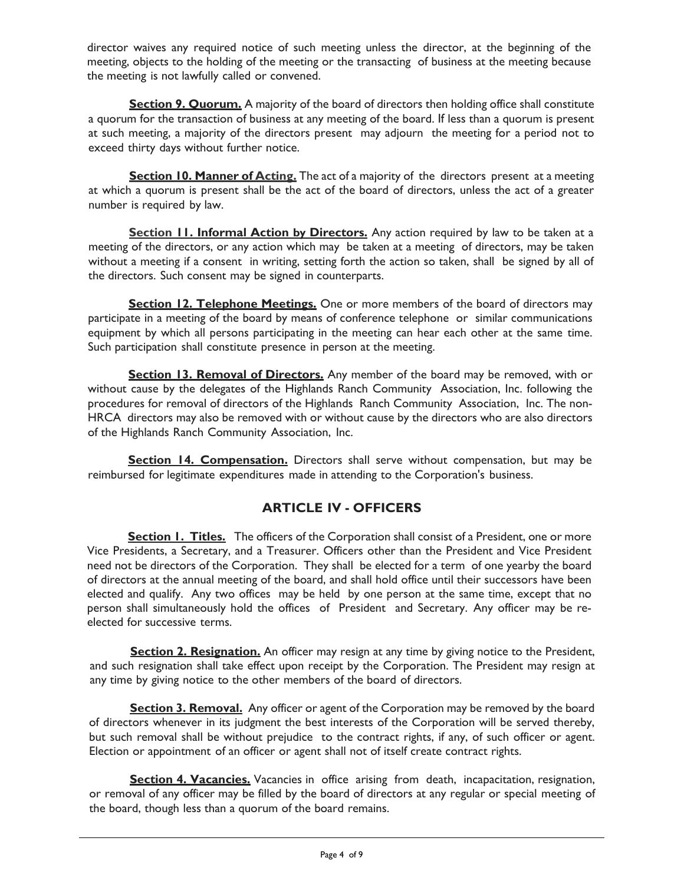director waives any required notice of such meeting unless the director, at the beginning of the meeting, objects to the holding of the meeting or the transacting of business at the meeting because the meeting is not lawfully called or convened.

**Section 9. Quorum.** A majority of the board of directors then holding office shall constitute a quorum for the transaction of business at any meeting of the board. If less than a quorum is present at such meeting, a majority of the directors present may adjourn the meeting for a period not to exceed thirty days without further notice.

**Section 10. Manner of Acting.** The act of a majority of the directors present at a meeting at which a quorum is present shall be the act of the board of directors, unless the act of a greater number is required by law.

**Section 11. Informal Action by Directors.** Any action required by law to be taken at a meeting of the directors, or any action which may be taken at a meeting of directors, may be taken without a meeting if a consent in writing, setting forth the action so taken, shall be signed by all of the directors. Such consent may be signed in counterparts.

**Section 12. Telephone Meetings.** One or more members of the board of directors may participate in a meeting of the board by means of conference telephone or similar communications equipment by which all persons participating in the meeting can hear each other at the same time. Such participation shall constitute presence in person at the meeting.

**Section 13. Removal of Directors.** Any member of the board may be removed, with or without cause by the delegates of the Highlands Ranch Community Association, Inc. following the procedures for removal of directors of the Highlands Ranch Community Association, Inc. The non-HRCA directors may also be removed with or without cause by the directors who are also directors of the Highlands Ranch Community Association, Inc.

**Section 14. Compensation.** Directors shall serve without compensation, but may be reimbursed for legitimate expenditures made in attending to the Corporation's business.

## ARTICLE IV - OFFICERS

**Section 1. Titles.** The officers of the Corporation shall consist of a President, one or more Vice Presidents, a Secretary, and a Treasurer. Officers other than the President and Vice President need not be directors of the Corporation. They shall be elected for a term of one yearby the board of directors at the annual meeting of the board, and shall hold office until their successors have been elected and qualify. Any two offices may be held by one person at the same time, except that no person shall simultaneously hold the offices of President and Secretary. Any officer may be re-elected for successive terms.

**Section 2. Resignation.** An officer may resign at any time by giving notice to the President, and such resignation shall take effect upon receipt by the Corporation. The President may resign at any time by giving notice to the other members of the board of directors.

**Section 3. Removal.** Any officer or agent of the Corporation may be removed by the board of directors whenever in its judgment the best interests of the Corporation will be served thereby, but such removal shall be without prejudice to the contract rights, if any, of such officer or agent. Election or appointment of an officer or agent shall not of itself create contract rights.

**Section 4. Vacancies.** Vacancies in office arising from death, incapacitation, resignation, or removal of any officer may be filled by the board of directors at any regular or special meeting of the board, though less than a quorum of the board remains.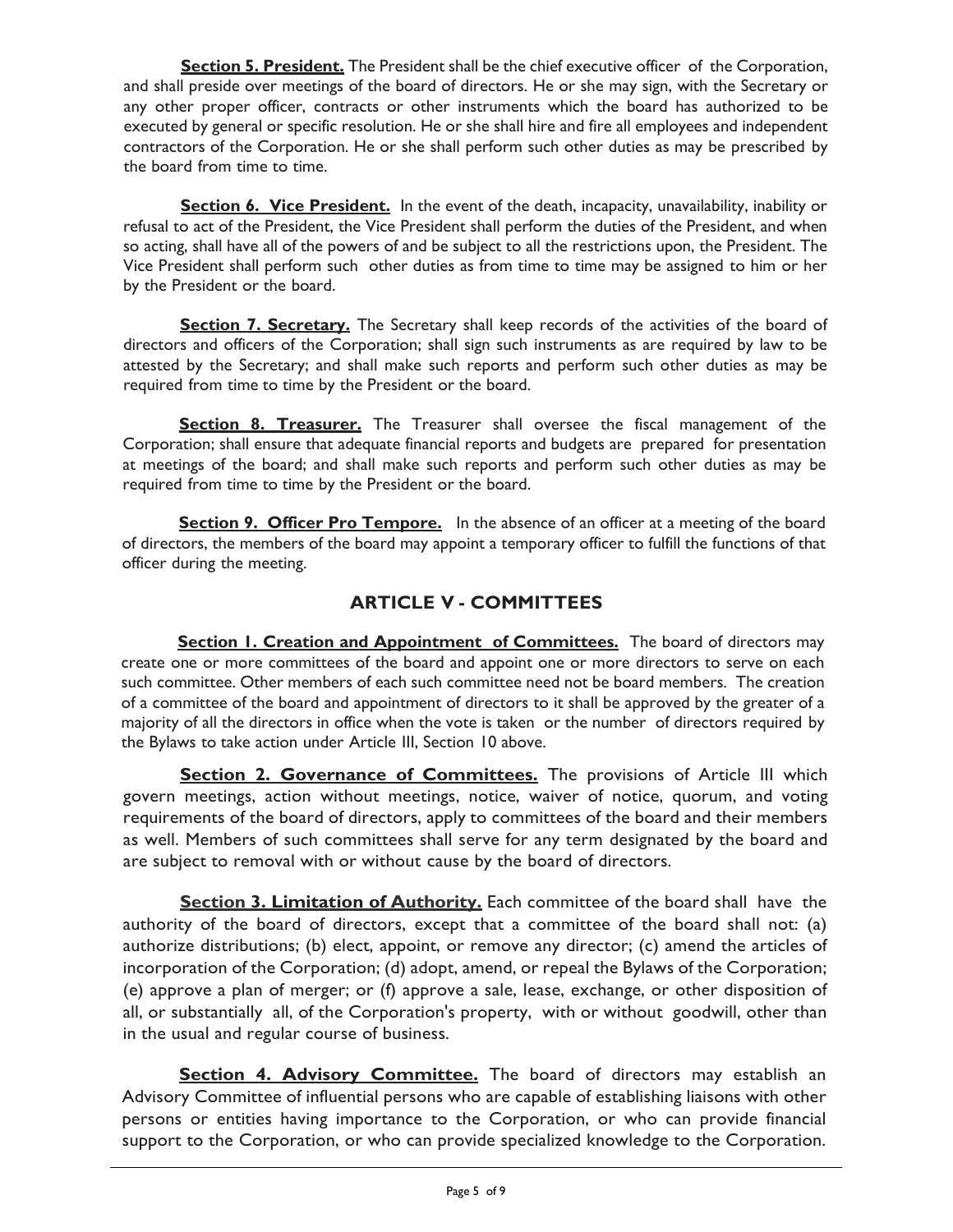**Section 5. President.** The President shall be the chief executive officer of the Corporation, and shall preside over meetings of the board of directors. He or she may sign, with the Secretary or any other proper officer, contracts or other instruments which the board has authorized to be executed by general or specific resolution. He or she shall hire and fire all employees and independent contractors of the Corporation. He or she shall perform such other duties as may be prescribed by the board from time to time.

**Section 6. Vice President.** In the event of the death, incapacity, unavailability, inability or refusal to act of the President, the Vice President shall perform the duties of the President, and when so acting, shall have all of the powers of and be subject to all the restrictions upon, the President. The Vice President shall perform such other duties as from time to time may be assigned to him or her by the President or the board.

**Section 7. Secretary.** The Secretary shall keep records of the activities of the board of directors and officers of the Corporation; shall sign such instruments as are required by law to be attested by the Secretary; and shall make such reports and perform such other duties as may be required from time to time by the President or the board.

**Section 8. Treasurer.** The Treasurer shall oversee the fiscal management of the Corporation; shall ensure that adequate financial reports and budgets are prepared for presentation at meetings of the board; and shall make such reports and perform such other duties as may be required from time to time by the President or the board.

**Section 9. Officer Pro Tempore.** In the absence of an officer at a meeting of the board of directors, the members of the board may appoint a temporary officer to fulfill the functions of that officer during the meeting.

## ARTICLE V - COMMITTEES

**Section 1. Creation and Appointment of Committees.** The board of directors may create one or more committees of the board and appoint one or more directors to serve on each such committee. Other members of each such committee need not be board members. The creation of a committee of the board and appointment of directors to it shall be approved by the greater of a majority of all the directors in office when the vote is taken or the number of directors required by the Bylaws to take action under Article III, Section 10 above.

**Section 2. Governance of Committees.** The provisions of Article III which govern meetings, action without meetings, notice, waiver of notice, quorum, and voting requirements of the board of directors, apply to committees of the board and their members as well. Members of such committees shall serve for any term designated by the board and are subject to removal with or without cause by the board of directors.

**Section 3. Limitation of Authority.** Each committee of the board shall have the authority of the board of directors, except that a committee of the board shall not: (a) authorize distributions; (b) elect, appoint, or remove any director; (c) amend the articles of incorporation of the Corporation; (d) adopt, amend, or repeal the Bylaws of the Corporation; (e) approve a plan of merger; or (f) approve a sale, lease, exchange, or other disposition of all, or substantially all, of the Corporation's property, with or without goodwill, other than in the usual and regular course of business.

**Section 4. Advisory Committee.** The board of directors may establish an Advisory Committee of influential persons who are capable of establishing liaisons with other persons or entities having importance to the Corporation, or who can provide financial support to the Corporation, or who can provide specialized knowledge to the Corporation.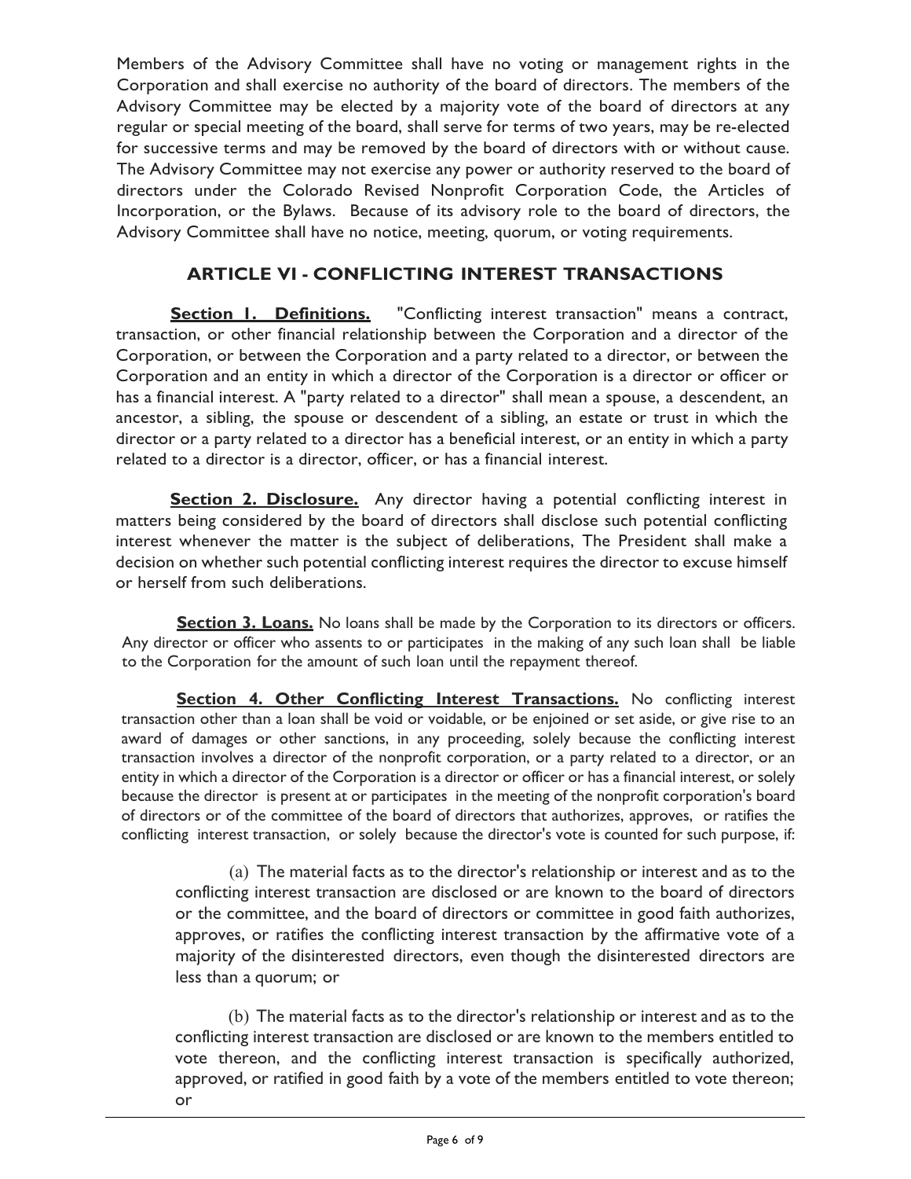Members of the Advisory Committee shall have no voting or management rights in the Corporation and shall exercise no authority of the board of directors. The members of the Advisory Committee may be elected by a majority vote of the board of directors at any regular or special meeting of the board, shall serve for terms of two years, may be re-elected for successive terms and may be removed by the board of directors with or without cause. The Advisory Committee may not exercise any power or authority reserved to the board of directors under the Colorado Revised Nonprofit Corporation Code, the Articles of Incorporation, or the Bylaws. Because of its advisory role to the board of directors, the Advisory Committee shall have no notice, meeting, quorum, or voting requirements.

## ARTICLE VI - CONFLICTING INTEREST TRANSACTIONS

**Section 1. Definitions.** "Conflicting interest transaction" means a contract, transaction, or other financial relationship between the Corporation and a director of the Corporation, or between the Corporation and a party related to a director, or between the Corporation and an entity in which a director of the Corporation is a director or officer or has a financial interest. A "party related to a director" shall mean a spouse, a descendent, an ancestor, a sibling, the spouse or descendent of a sibling, an estate or trust in which the director or a party related to a director has a beneficial interest, or an entity in which a party related to a director is a director, officer, or has a financial interest.

**Section 2. Disclosure.** Any director having a potential conflicting interest in matters being considered by the board of directors shall disclose such potential conflicting interest whenever the matter is the subject of deliberations, The President shall make a decision on whether such potential conflicting interest requires the director to excuse himself or herself from such deliberations.

**Section 3. Loans.** No loans shall be made by the Corporation to its directors or officers. Any director or officer who assents to or participates in the making of any such loan shall be liable to the Corporation for the amount of such loan until the repayment thereof.

**Section 4. Other Conflicting Interest Transactions.** No conflicting interest transaction other than a loan shall be void or voidable, or be enjoined or set aside, or give rise to an award of damages or other sanctions, in any proceeding, solely because the conflicting interest transaction involves a director of the nonprofit corporation, or a party related to a director, or an entity in which a director of the Corporation is a director or officer or has a financial interest, or solely because the director is present at or participates in the meeting of the nonprofit corporation's board of directors or of the committee of the board of directors that authorizes, approves, or ratifies the conflicting interest transaction, or solely because the director's vote is counted for such purpose, if:

(a) The material facts as to the director's relationship or interest and as to the conflicting interest transaction are disclosed or are known to the board of directors or the committee, and the board of directors or committee in good faith authorizes, approves, or ratifies the conflicting interest transaction by the affirmative vote of a majority of the disinterested directors, even though the disinterested directors are less than a quorum; or

(b) The material facts as to the director's relationship or interest and as to the conflicting interest transaction are disclosed or are known to the members entitled to vote thereon, and the conflicting interest transaction is specifically authorized, approved, or ratified in good faith by a vote of the members entitled to vote thereon; or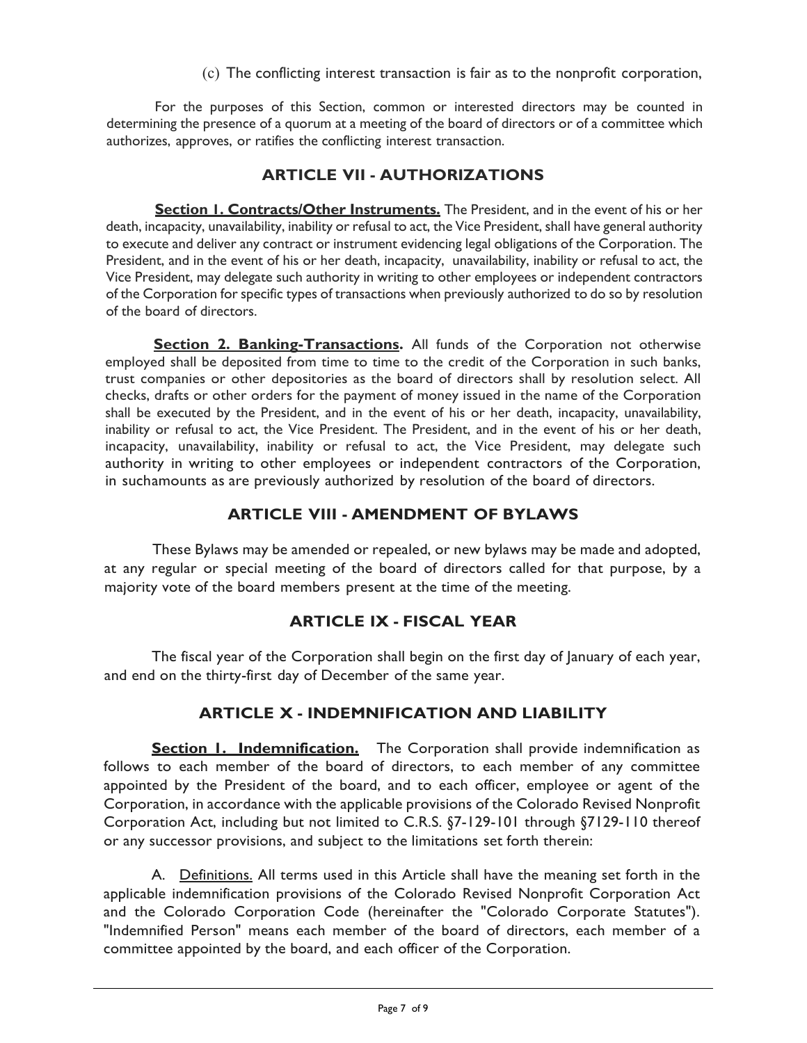(c) The conflicting interest transaction is fair as to the nonprofit corporation,

For the purposes of this Section, common or interested directors may be counted in determining the presence of a quorum at a meeting of the board of directors or of a committee which authorizes, approves, or ratifies the conflicting interest transaction.

## ARTICLE VII - AUTHORIZATIONS

**Section 1. Contracts/Other Instruments.** The President, and in the event of his or her death, incapacity, unavailability, inability or refusal to act, the Vice President, shall have general authority to execute and deliver any contract or instrument evidencing legal obligations of the Corporation. The President, and in the event of his or her death, incapacity, unavailability, inability or refusal to act, the Vice President, may delegate such authority in writing to other employees or independent contractors of the Corporation for specific types of transactions when previously authorized to do so by resolution of the board of directors.

**Section 2. Banking-Transactions.** All funds of the Corporation not otherwise employed shall be deposited from time to time to the credit of the Corporation in such banks, trust companies or other depositories as the board of directors shall by resolution select. All checks, drafts or other orders for the payment of money issued in the name of the Corporation shall be executed by the President, and in the event of his or her death, incapacity, unavailability, inability or refusal to act, the Vice President. The President, and in the event of his or her death, incapacity, unavailability, inability or refusal to act, the Vice President, may delegate such authority in writing to other employees or independent contractors of the Corporation, in suchamounts as are previously authorized by resolution of the board of directors.

## ARTICLE VIII - AMENDMENT OF BYLAWS

These Bylaws may be amended or repealed, or new bylaws may be made and adopted, at any regular or special meeting of the board of directors called for that purpose, by a majority vote of the board members present at the time of the meeting.

## ARTICLE IX - FISCAL YEAR

The fiscal year of the Corporation shall begin on the first day of January of each year, and end on the thirty-first day of December of the same year.

## ARTICLE X - INDEMNIFICATION AND LIABILITY

**Section 1. Indemnification.** The Corporation shall provide indemnification as follows to each member of the board of directors, to each member of any committee appointed by the President of the board, and to each officer, employee or agent of the Corporation, in accordance with the applicable provisions of the Colorado Revised Nonprofit Corporation Act, including but not limited to C.R.S. §7-129-101 through §7129-110 thereof or any successor provisions, and subject to the limitations set forth therein:

A. Definitions. All terms used in this Article shall have the meaning set forth in the applicable indemnification provisions of the Colorado Revised Nonprofit Corporation Act and the Colorado Corporation Code (hereinafter the "Colorado Corporate Statutes"). "Indemnified Person" means each member of the board of directors, each member of a committee appointed by the board, and each officer of the Corporation.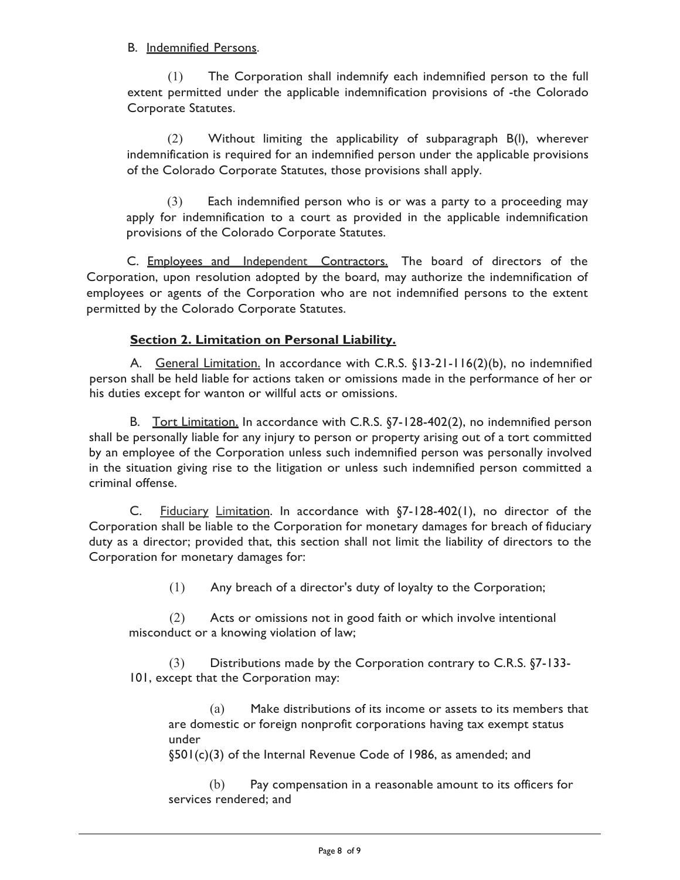B. Indemnified Persons.

(1) The Corporation shall indemnify each indemnified person to the full extent permitted under the applicable indemnification provisions of -the Colorado Corporate Statutes.

(2) Without limiting the applicability of subparagraph B(l), wherever indemnification is required for an indemnified person under the applicable provisions of the Colorado Corporate Statutes, those provisions shall apply.

(3) Each indemnified person who is or was a party to a proceeding may apply for indemnification to a court as provided in the applicable indemnification provisions of the Colorado Corporate Statutes.

C. Employees and Independent Contractors. The board of directors of the Corporation, upon resolution adopted by the board, may authorize the indemnification of employees or agents of the Corporation who are not indemnified persons to the extent permitted by the Colorado Corporate Statutes.

**Section 2. Limitation on Personal Liability.**

A. General Limitation. In accordance with C.R.S. §13-21-116(2)(b), no indemnified person shall be held liable for actions taken or omissions made in the performance of her or his duties except for wanton or willful acts or omissions.

B. Tort Limitation. In accordance with C.R.S. §7-128-402(2), no indemnified person shall be personally liable for any injury to person or property arising out of a tort committed by an employee of the Corporation unless such indemnified person was personally involved in the situation giving rise to the litigation or unless such indemnified person committed a criminal offense.

C. Fiduciary Limitation. In accordance with §7-128-402(1), no director of the Corporation shall be liable to the Corporation for monetary damages for breach of fiduciary duty as a director; provided that, this section shall not limit the liability of directors to the Corporation for monetary damages for:

(1) Any breach of a director's duty of loyalty to the Corporation;

(2) Acts or omissions not in good faith or which involve intentional misconduct or a knowing violation of law;

(3) Distributions made by the Corporation contrary to C.R.S. §7-133-101, except that the Corporation may:

(a) Make distributions of its income or assets to its members that are domestic or foreign nonprofit corporations having tax exempt status under §501(c)(3) of the Internal Revenue Code of 1986, as amended; and

(b) Pay compensation in a reasonable amount to its officers for services rendered; and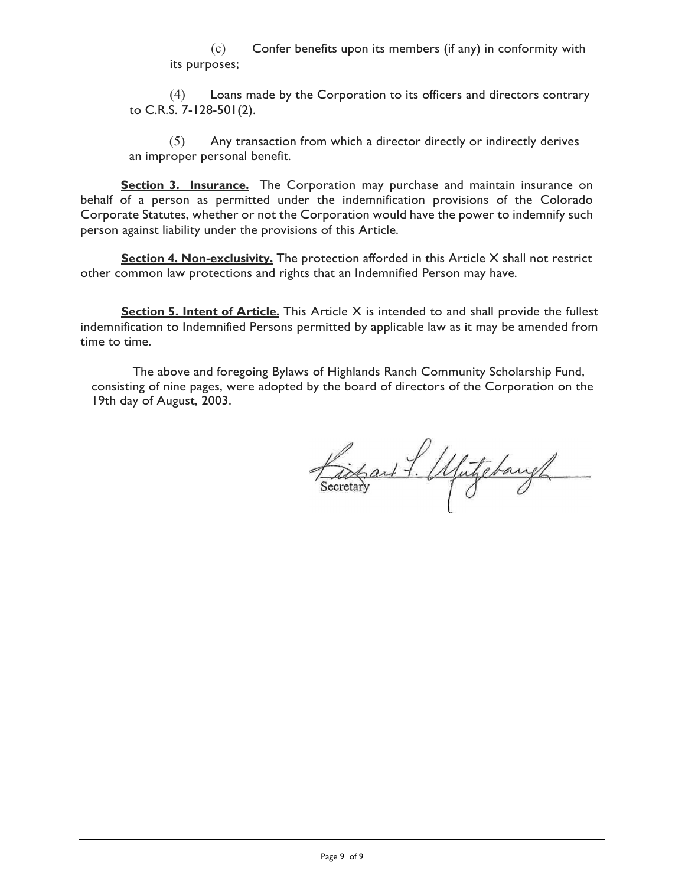(c) Confer benefits upon its members (if any) in conformity with its purposes;

(4) Loans made by the Corporation to its officers and directors contrary to C.R.S. 7-128-501(2).

(5) Any transaction from which a director directly or indirectly derives an improper personal benefit.

**Section 3. Insurance.** The Corporation may purchase and maintain insurance on behalf of a person as permitted under the indemnification provisions of the Colorado Corporate Statutes, whether or not the Corporation would have the power to indemnify such person against liability under the provisions of this Article.

**Section 4. Non-exclusivity.** The protection afforded in this Article X shall not restrict other common law protections and rights that an Indemnified Person may have.

**Section 5. Intent of Article.** This Article X is intended to and shall provide the fullest indemnification to Indemnified Persons permitted by applicable law as it may be amended from time to time.

The above and foregoing Bylaws of Highlands Ranch Community Scholarship Fund, consisting of nine pages, were adopted by the board of directors of the Corporation on the 19th day of August, 2003.

Secretary